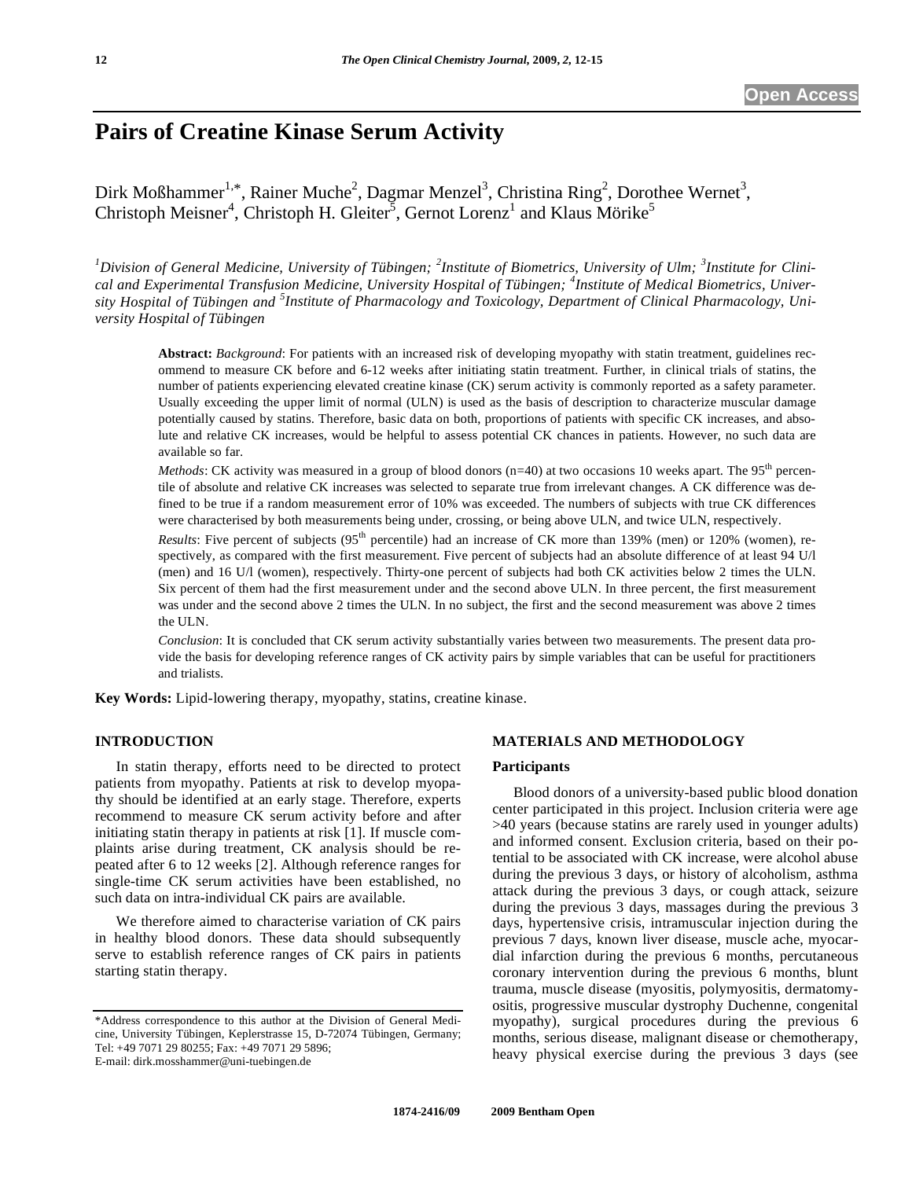Open Access

# Pairs of Creatine Kinase Serum Activity

Dirk Moßhammer[1,*], Rainer Muche[2], Dagmar Menzel[3], Christina Ring[2], Dorothee Wernet[3], Christoph Meisner[4], Christoph H. Gleiter[5], Gernot Lorenz[1] and Klaus Mörike[5]

*[1]Division of General Medicine, University of Tübingen; [2]Institute of Biometrics, University of Ulm; [3]Institute for Clinical and Experimental Transfusion Medicine, University Hospital of Tübingen; [4]Institute of Medical Biometrics, University Hospital of Tübingen and [5]Institute of Pharmacology and Toxicology, Department of Clinical Pharmacology, University Hospital of Tübingen*

**Abstract:** *Background*: For patients with an increased risk of developing myopathy with statin treatment, guidelines recommend to measure CK before and 6-12 weeks after initiating statin treatment. Further, in clinical trials of statins, the number of patients experiencing elevated creatine kinase (CK) serum activity is commonly reported as a safety parameter. Usually exceeding the upper limit of normal (ULN) is used as the basis of description to characterize muscular damage potentially caused by statins. Therefore, basic data on both, proportions of patients with specific CK increases, and absolute and relative CK increases, would be helpful to assess potential CK chances in patients. However, no such data are available so far.

*Methods*: CK activity was measured in a group of blood donors (n=40) at two occasions 10 weeks apart. The 95th percentile of absolute and relative CK increases was selected to separate true from irrelevant changes. A CK difference was defined to be true if a random measurement error of 10% was exceeded. The numbers of subjects with true CK differences were characterised by both measurements being under, crossing, or being above ULN, and twice ULN, respectively.

*Results*: Five percent of subjects (95th percentile) had an increase of CK more than 139% (men) or 120% (women), respectively, as compared with the first measurement. Five percent of subjects had an absolute difference of at least 94 U/l (men) and 16 U/l (women), respectively. Thirty-one percent of subjects had both CK activities below 2 times the ULN. Six percent of them had the first measurement under and the second above ULN. In three percent, the first measurement was under and the second above 2 times the ULN. In no subject, the first and the second measurement was above 2 times the ULN.

*Conclusion*: It is concluded that CK serum activity substantially varies between two measurements. The present data provide the basis for developing reference ranges of CK activity pairs by simple variables that can be useful for practitioners and trialists.

**Key Words:** Lipid-lowering therapy, myopathy, statins, creatine kinase.

## INTRODUCTION

In statin therapy, efforts need to be directed to protect patients from myopathy. Patients at risk to develop myopathy should be identified at an early stage. Therefore, experts recommend to measure CK serum activity before and after initiating statin therapy in patients at risk [1]. If muscle complaints arise during treatment, CK analysis should be repeated after 6 to 12 weeks [2]. Although reference ranges for single-time CK serum activities have been established, no such data on intra-individual CK pairs are available.

We therefore aimed to characterise variation of CK pairs in healthy blood donors. These data should subsequently serve to establish reference ranges of CK pairs in patients starting statin therapy.

## MATERIALS AND METHODOLOGY

### Participants

Blood donors of a university-based public blood donation center participated in this project. Inclusion criteria were age >40 years (because statins are rarely used in younger adults) and informed consent. Exclusion criteria, based on their potential to be associated with CK increase, were alcohol abuse during the previous 3 days, or history of alcoholism, asthma attack during the previous 3 days, or cough attack, seizure during the previous 3 days, massages during the previous 3 days, hypertensive crisis, intramuscular injection during the previous 7 days, known liver disease, muscle ache, myocardial infarction during the previous 6 months, percutaneous coronary intervention during the previous 6 months, blunt trauma, muscle disease (myositis, polymyositis, dermatomyositis, progressive muscular dystrophy Duchenne, congenital myopathy), surgical procedures during the previous 6 months, serious disease, malignant disease or chemotherapy, heavy physical exercise during the previous 3 days (see

*Address correspondence to this author at the Division of General Medicine, University Tübingen, Keplerstrasse 15, D-72074 Tübingen, Germany; Tel: +49 7071 29 80255; Fax: +49 7071 29 5896;
E-mail: dirk.mosshammer@uni-tuebingen.de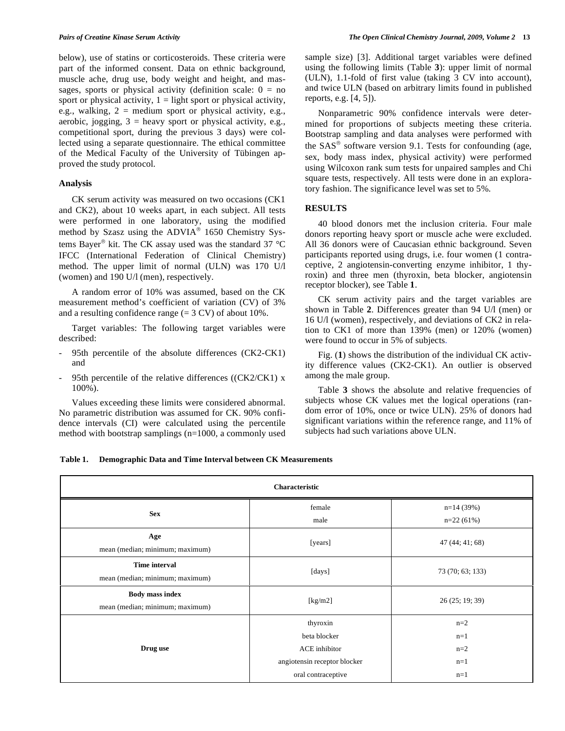below), use of statins or corticosteroids. These criteria were part of the informed consent. Data on ethnic background, muscle ache, drug use, body weight and height, and massages, sports or physical activity (definition scale: 0 = no sport or physical activity, 1 = light sport or physical activity, e.g., walking, 2 = medium sport or physical activity, e.g., aerobic, jogging, 3 = heavy sport or physical activity, e.g., competitional sport, during the previous 3 days) were collected using a separate questionnaire. The ethical committee of the Medical Faculty of the University of Tübingen approved the study protocol.

### Analysis

CK serum activity was measured on two occasions (CK1 and CK2), about 10 weeks apart, in each subject. All tests were performed in one laboratory, using the modified method by Szasz using the ADVIA® 1650 Chemistry Systems Bayer® kit. The CK assay used was the standard 37 °C IFCC (International Federation of Clinical Chemistry) method. The upper limit of normal (ULN) was 170 U/l (women) and 190 U/l (men), respectively.

A random error of 10% was assumed, based on the CK measurement method's coefficient of variation (CV) of 3% and a resulting confidence range (= 3 CV) of about 10%.

Target variables: The following target variables were described:

- 95th percentile of the absolute differences (CK2-CK1) and
- 95th percentile of the relative differences ((CK2/CK1) x 100%).

Values exceeding these limits were considered abnormal. No parametric distribution was assumed for CK. 90% confidence intervals (CI) were calculated using the percentile method with bootstrap samplings (n=1000, a commonly used sample size) [3]. Additional target variables were defined using the following limits (Table **3**): upper limit of normal (ULN), 1.1-fold of first value (taking 3 CV into account), and twice ULN (based on arbitrary limits found in published reports, e.g. [4, 5]).

Nonparametric 90% confidence intervals were determined for proportions of subjects meeting these criteria. Bootstrap sampling and data analyses were performed with the SAS® software version 9.1. Tests for confounding (age, sex, body mass index, physical activity) were performed using Wilcoxon rank sum tests for unpaired samples and Chi square tests, respectively. All tests were done in an exploratory fashion. The significance level was set to 5%.

## RESULTS

40 blood donors met the inclusion criteria. Four male donors reporting heavy sport or muscle ache were excluded. All 36 donors were of Caucasian ethnic background. Seven participants reported using drugs, i.e. four women (1 contraceptive, 2 angiotensin-converting enzyme inhibitor, 1 thyroxin) and three men (thyroxin, beta blocker, angiotensin receptor blocker), see Table **1**.

CK serum activity pairs and the target variables are shown in Table **2**. Differences greater than 94 U/l (men) or 16 U/l (women), respectively, and deviations of CK2 in relation to CK1 of more than 139% (men) or 120% (women) were found to occur in 5% of subjects.

Fig. (**1**) shows the distribution of the individual CK activity difference values (CK2-CK1). An outlier is observed among the male group.

Table **3** shows the absolute and relative frequencies of subjects whose CK values met the logical operations (random error of 10%, once or twice ULN). 25% of donors had significant variations within the reference range, and 11% of subjects had such variations above ULN.

**Table 1. Demographic Data and Time Interval between CK Measurements**

| Characteristic | | |
|---|---|---|
| **Sex** | female<br>male | n=14 (39%)<br>n=22 (61%) |
| **Age**<br>mean (median; minimum; maximum) | [years] | 47 (44; 41; 68) |
| **Time interval**<br>mean (median; minimum; maximum) | [days] | 73 (70; 63; 133) |
| **Body mass index**<br>mean (median; minimum; maximum) | [kg/m2] | 26 (25; 19; 39) |
| **Drug use** | thyroxin<br>beta blocker<br>ACE inhibitor<br>angiotensin receptor blocker<br>oral contraceptive | n=2<br>n=1<br>n=2<br>n=1<br>n=1 |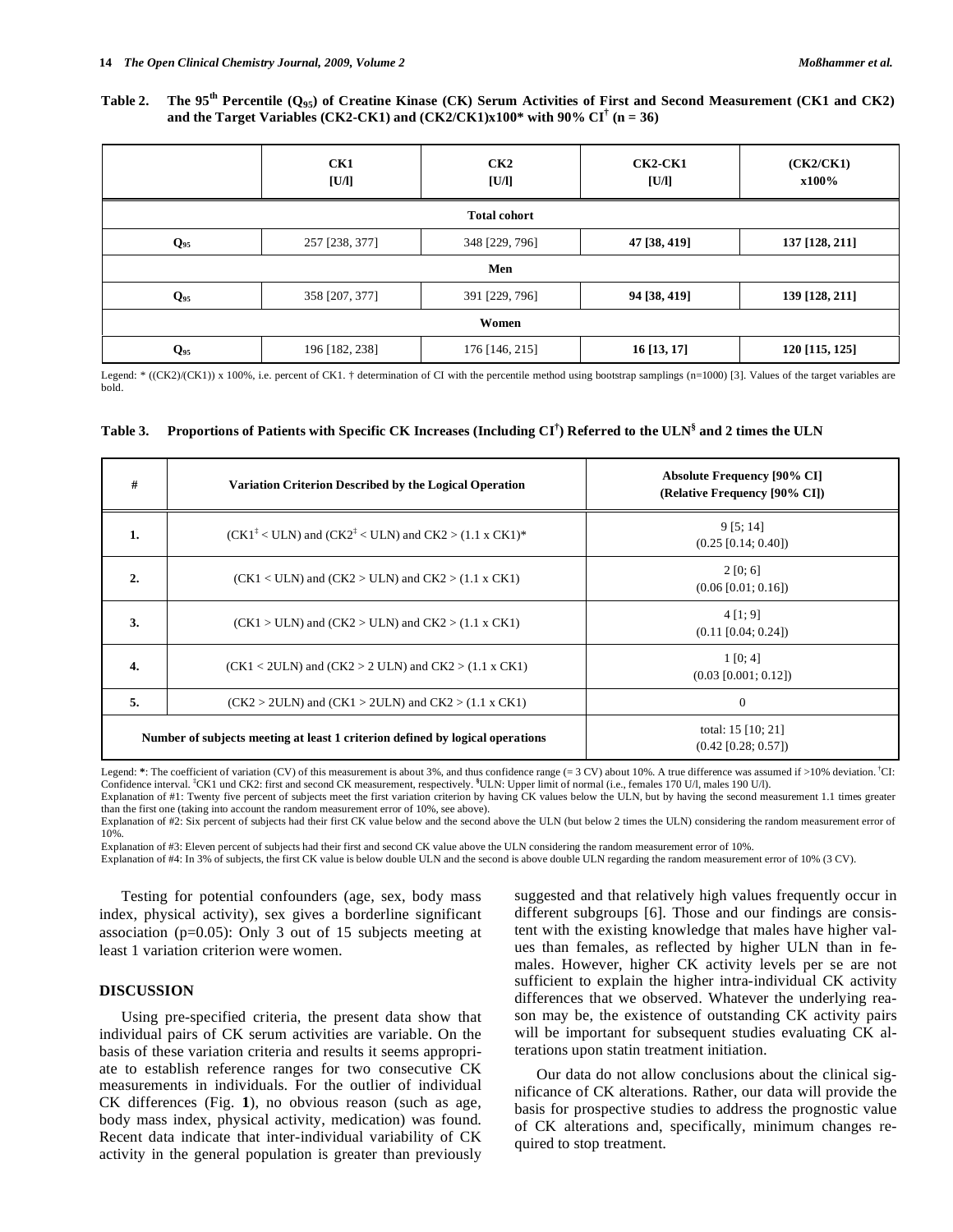**Table 2. The 95th Percentile ($Q_{95}$) of Creatine Kinase (CK) Serum Activities of First and Second Measurement (CK1 and CK2) and the Target Variables (CK2-CK1) and (CK2/CK1)x100* with 90% CI[†] (n = 36)**

| | CK1 [U/l] | CK2 [U/l] | CK2-CK1 [U/l] | (CK2/CK1) x100% |
|---|---|---|---|---|
| **Total cohort** | | | | |
| $Q_{95}$ | 257 [238, 377] | 348 [229, 796] | **47 [38, 419]** | **137 [128, 211]** |
| **Men** | | | | |
| $Q_{95}$ | 358 [207, 377] | 391 [229, 796] | **94 [38, 419]** | **139 [128, 211]** |
| **Women** | | | | |
| $Q_{95}$ | 196 [182, 238] | 176 [146, 215] | **16 [13, 17]** | **120 [115, 125]** |

Legend: * ((CK2)/(CK1)) x 100%, i.e. percent of CK1. † determination of CI with the percentile method using bootstrap samplings (n=1000) [3]. Values of the target variables are bold.

**Table 3. Proportions of Patients with Specific CK Increases (Including CI[†]) Referred to the ULN[§] and 2 times the ULN**

| # | Variation Criterion Described by the Logical Operation | Absolute Frequency [90% CI] (Relative Frequency [90% CI]) |
|---|---|---|
| 1. | (CK1[‡] < ULN) and (CK2[‡] < ULN) and CK2 > (1.1 x CK1)* | 9 [5; 14] (0.25 [0.14; 0.40]) |
| 2. | (CK1 < ULN) and (CK2 > ULN) and CK2 > (1.1 x CK1) | 2 [0; 6] (0.06 [0.01; 0.16]) |
| 3. | (CK1 > ULN) and (CK2 > ULN) and CK2 > (1.1 x CK1) | 4 [1; 9] (0.11 [0.04; 0.24]) |
| 4. | (CK1 < 2ULN) and (CK2 > 2 ULN) and CK2 > (1.1 x CK1) | 1 [0; 4] (0.03 [0.001; 0.12]) |
| 5. | (CK2 > 2ULN) and (CK1 > 2ULN) and CK2 > (1.1 x CK1) | 0 |
| **Number of subjects meeting at least 1 criterion defined by logical operations** | | total: 15 [10; 21] (0.42 [0.28; 0.57]) |

Legend: *: The coefficient of variation (CV) of this measurement is about 3%, and thus confidence range (= 3 CV) about 10%. A true difference was assumed if >10% deviation. [†]CI: Confidence interval. [‡]CK1 und CK2: first and second CK measurement, respectively. [§]ULN: Upper limit of normal (i.e., females 170 U/l, males 190 U/l).

Explanation of #1: Twenty five percent of subjects meet the first variation criterion by having CK values below the ULN, but by having the second measurement 1.1 times greater than the first one (taking into account the random measurement error of 10%, see above).

Explanation of #2: Six percent of subjects had their first CK value below and the second above the ULN (but below 2 times the ULN) considering the random measurement error of 10%.

Explanation of #3: Eleven percent of subjects had their first and second CK value above the ULN considering the random measurement error of 10%.

Explanation of #4: In 3% of subjects, the first CK value is below double ULN and the second is above double ULN regarding the random measurement error of 10% (3 CV).

Testing for potential confounders (age, sex, body mass index, physical activity), sex gives a borderline significant association (p=0.05): Only 3 out of 15 subjects meeting at least 1 variation criterion were women.

## DISCUSSION

Using pre-specified criteria, the present data show that individual pairs of CK serum activities are variable. On the basis of these variation criteria and results it seems appropriate to establish reference ranges for two consecutive CK measurements in individuals. For the outlier of individual CK differences (Fig. **1**), no obvious reason (such as age, body mass index, physical activity, medication) was found. Recent data indicate that inter-individual variability of CK activity in the general population is greater than previously suggested and that relatively high values frequently occur in different subgroups [6]. Those and our findings are consistent with the existing knowledge that males have higher values than females, as reflected by higher ULN than in females. However, higher CK activity levels per se are not sufficient to explain the higher intra-individual CK activity differences that we observed. Whatever the underlying reason may be, the existence of outstanding CK activity pairs will be important for subsequent studies evaluating CK alterations upon statin treatment initiation.

Our data do not allow conclusions about the clinical significance of CK alterations. Rather, our data will provide the basis for prospective studies to address the prognostic value of CK alterations and, specifically, minimum changes required to stop treatment.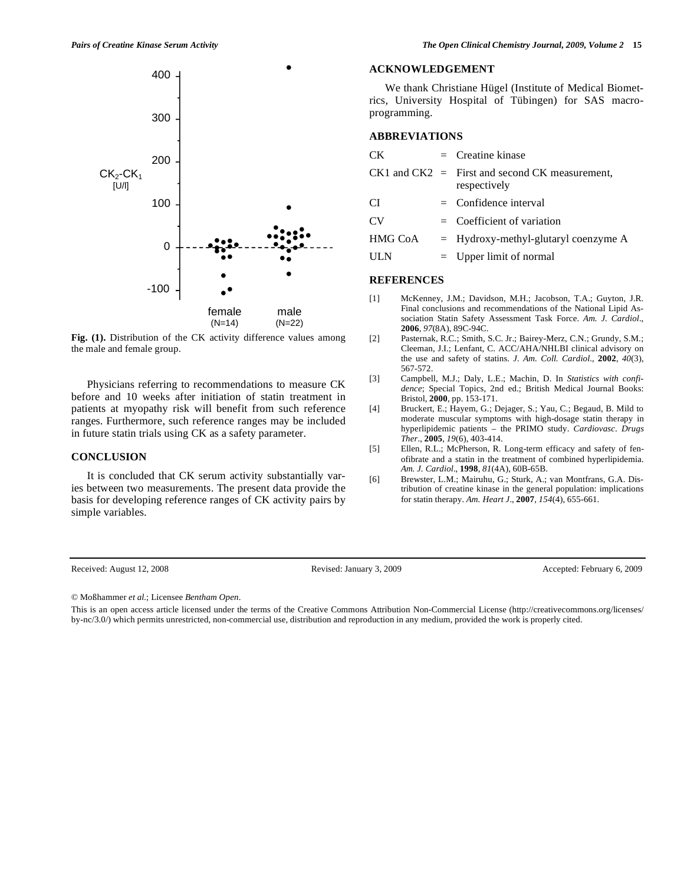400
300
200
$CK_2$-$CK_1$
[U/l]
100
0
-100
female
(N=14)
male
(N=22)

**Fig. (1).** Distribution of the CK activity difference values among the male and female group.

Physicians referring to recommendations to measure CK before and 10 weeks after initiation of statin treatment in patients at myopathy risk will benefit from such reference ranges. Furthermore, such reference ranges may be included in future statin trials using CK as a safety parameter.

## CONCLUSION

It is concluded that CK serum activity substantially varies between two measurements. The present data provide the basis for developing reference ranges of CK activity pairs by simple variables.

## ACKNOWLEDGEMENT

We thank Christiane Hügel (Institute of Medical Biometrics, University Hospital of Tübingen) for SAS macro-programming.

## ABBREVIATIONS

| | | |
|---|---|---|
| CK | = | Creatine kinase |
| CK1 and CK2 | = | First and second CK measurement, respectively |
| CI | = | Confidence interval |
| CV | = | Coefficient of variation |
| HMG CoA | = | Hydroxy-methyl-glutaryl coenzyme A |
| ULN | = | Upper limit of normal |

## REFERENCES

[1] McKenney, J.M.; Davidson, M.H.; Jacobson, T.A.; Guyton, J.R. Final conclusions and recommendations of the National Lipid Association Statin Safety Assessment Task Force. *Am. J. Cardiol*., **2006**, *97*(8A), 89C-94C.

[2] Pasternak, R.C.; Smith, S.C. Jr.; Bairey-Merz, C.N.; Grundy, S.M.; Cleeman, J.I.; Lenfant, C. ACC/AHA/NHLBI clinical advisory on the use and safety of statins. *J. Am. Coll. Cardiol*., **2002**, *40*(3), 567-572.

[3] Campbell, M.J.; Daly, L.E.; Machin, D. In *Statistics with confidence*; Special Topics, 2nd ed.; British Medical Journal Books: Bristol, **2000**, pp. 153-171.

[4] Bruckert, E.; Hayem, G.; Dejager, S.; Yau, C.; Begaud, B. Mild to moderate muscular symptoms with high-dosage statin therapy in hyperlipidemic patients – the PRIMO study. *Cardiovasc. Drugs Ther*., **2005**, *19*(6), 403-414.

[5] Ellen, R.L.; McPherson, R. Long-term efficacy and safety of fenofibrate and a statin in the treatment of combined hyperlipidemia. *Am. J. Cardiol*., **1998**, *81*(4A), 60B-65B.

[6] Brewster, L.M.; Mairuhu, G.; Sturk, A.; van Montfrans, G.A. Distribution of creatine kinase in the general population: implications for statin therapy. *Am. Heart J*., **2007**, *154*(4), 655-661.

Received: August 12, 2008 Revised: January 3, 2009 Accepted: February 6, 2009

© Moßhammer *et al*.; Licensee *Bentham Open*.

This is an open access article licensed under the terms of the Creative Commons Attribution Non-Commercial License (http://creativecommons.org/licenses/by-nc/3.0/) which permits unrestricted, non-commercial use, distribution and reproduction in any medium, provided the work is properly cited.